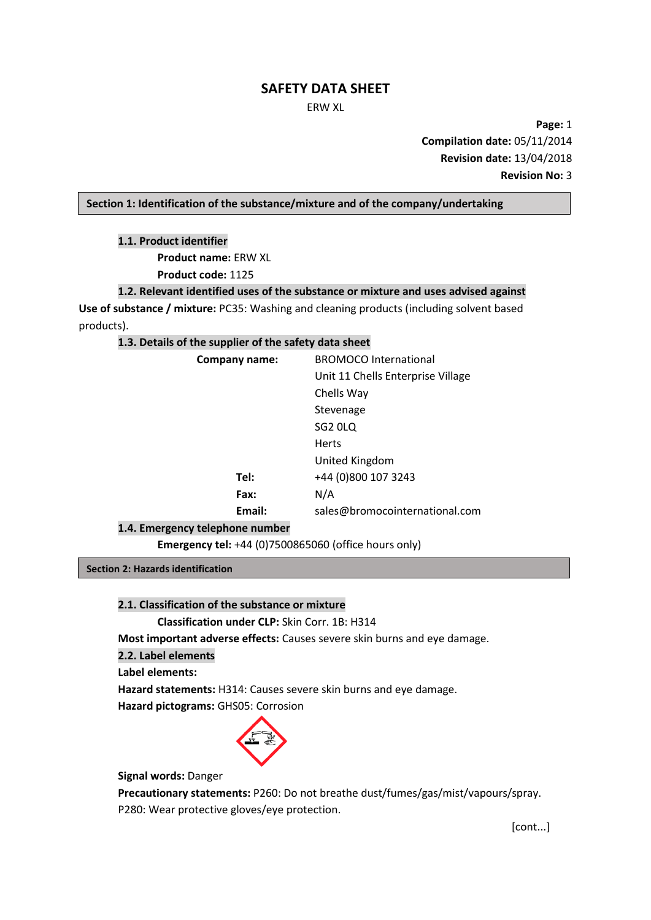# SAFETY DATA SHEET

ERW XL

**Page:** 1
**Compilation date:** 05/11/2014
**Revision date:** 13/04/2018
**Revision No:** 3

## Section 1: Identification of the substance/mixture and of the company/undertaking

### 1.1. Product identifier

**Product name:** ERW XL

**Product code:** 1125

### 1.2. Relevant identified uses of the substance or mixture and uses advised against

**Use of substance / mixture:** PC35: Washing and cleaning products (including solvent based products).

### 1.3. Details of the supplier of the safety data sheet

| | |
|---|---|
| **Company name:** | BROMOCO International |
| | Unit 11 Chells Enterprise Village |
| | Chells Way |
| | Stevenage |
| | SG2 0LQ |
| | Herts |
| | United Kingdom |
| **Tel:** | +44 (0)800 107 3243 |
| **Fax:** | N/A |
| **Email:** | sales@bromocointernational.com |

### 1.4. Emergency telephone number

**Emergency tel:** +44 (0)7500865060 (office hours only)

## Section 2: Hazards identification

### 2.1. Classification of the substance or mixture

**Classification under CLP:** Skin Corr. 1B: H314

**Most important adverse effects:** Causes severe skin burns and eye damage.

### 2.2. Label elements

**Label elements:**

**Hazard statements:** H314: Causes severe skin burns and eye damage.

**Hazard pictograms:** GHS05: Corrosion

**Signal words:** Danger

**Precautionary statements:** P260: Do not breathe dust/fumes/gas/mist/vapours/spray.
P280: Wear protective gloves/eye protection.

[cont...]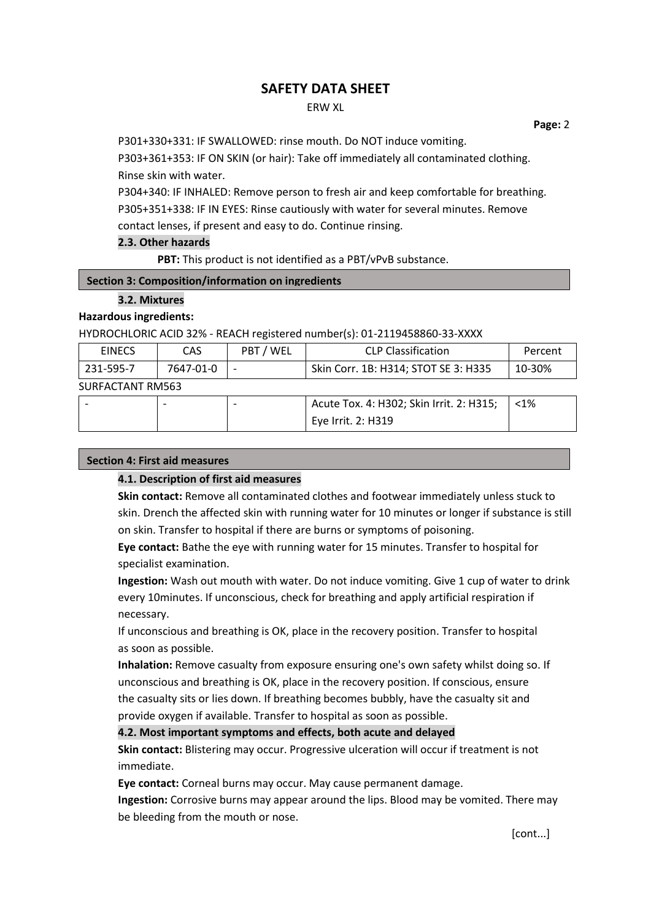P301+330+331: IF SWALLOWED: rinse mouth. Do NOT induce vomiting.
P303+361+353: IF ON SKIN (or hair): Take off immediately all contaminated clothing. Rinse skin with water.
P304+340: IF INHALED: Remove person to fresh air and keep comfortable for breathing.
P305+351+338: IF IN EYES: Rinse cautiously with water for several minutes. Remove contact lenses, if present and easy to do. Continue rinsing.

### 2.3. Other hazards

**PBT:** This product is not identified as a PBT/vPvB substance.

## Section 3: Composition/information on ingredients

### 3.2. Mixtures

**Hazardous ingredients:**

HYDROCHLORIC ACID 32% - REACH registered number(s): 01-2119458860-33-XXXX

| EINECS | CAS | PBT / WEL | CLP Classification | Percent |
|---|---|---|---|---|
| 231-595-7 | 7647-01-0 | - | Skin Corr. 1B: H314; STOT SE 3: H335 | 10-30% |

SURFACTANT RM563

| EINECS | CAS | PBT / WEL | CLP Classification | Percent |
|---|---|---|---|---|
| - | - | - | Acute Tox. 4: H302; Skin Irrit. 2: H315; Eye Irrit. 2: H319 | <1% |

## Section 4: First aid measures

### 4.1. Description of first aid measures

**Skin contact:** Remove all contaminated clothes and footwear immediately unless stuck to skin. Drench the affected skin with running water for 10 minutes or longer if substance is still on skin. Transfer to hospital if there are burns or symptoms of poisoning.

**Eye contact:** Bathe the eye with running water for 15 minutes. Transfer to hospital for specialist examination.

**Ingestion:** Wash out mouth with water. Do not induce vomiting. Give 1 cup of water to drink every 10minutes. If unconscious, check for breathing and apply artificial respiration if necessary.
If unconscious and breathing is OK, place in the recovery position. Transfer to hospital as soon as possible.

**Inhalation:** Remove casualty from exposure ensuring one's own safety whilst doing so. If unconscious and breathing is OK, place in the recovery position. If conscious, ensure the casualty sits or lies down. If breathing becomes bubbly, have the casualty sit and provide oxygen if available. Transfer to hospital as soon as possible.

### 4.2. Most important symptoms and effects, both acute and delayed

**Skin contact:** Blistering may occur. Progressive ulceration will occur if treatment is not immediate.

**Eye contact:** Corneal burns may occur. May cause permanent damage.

**Ingestion:** Corrosive burns may appear around the lips. Blood may be vomited. There may be bleeding from the mouth or nose.

[cont...]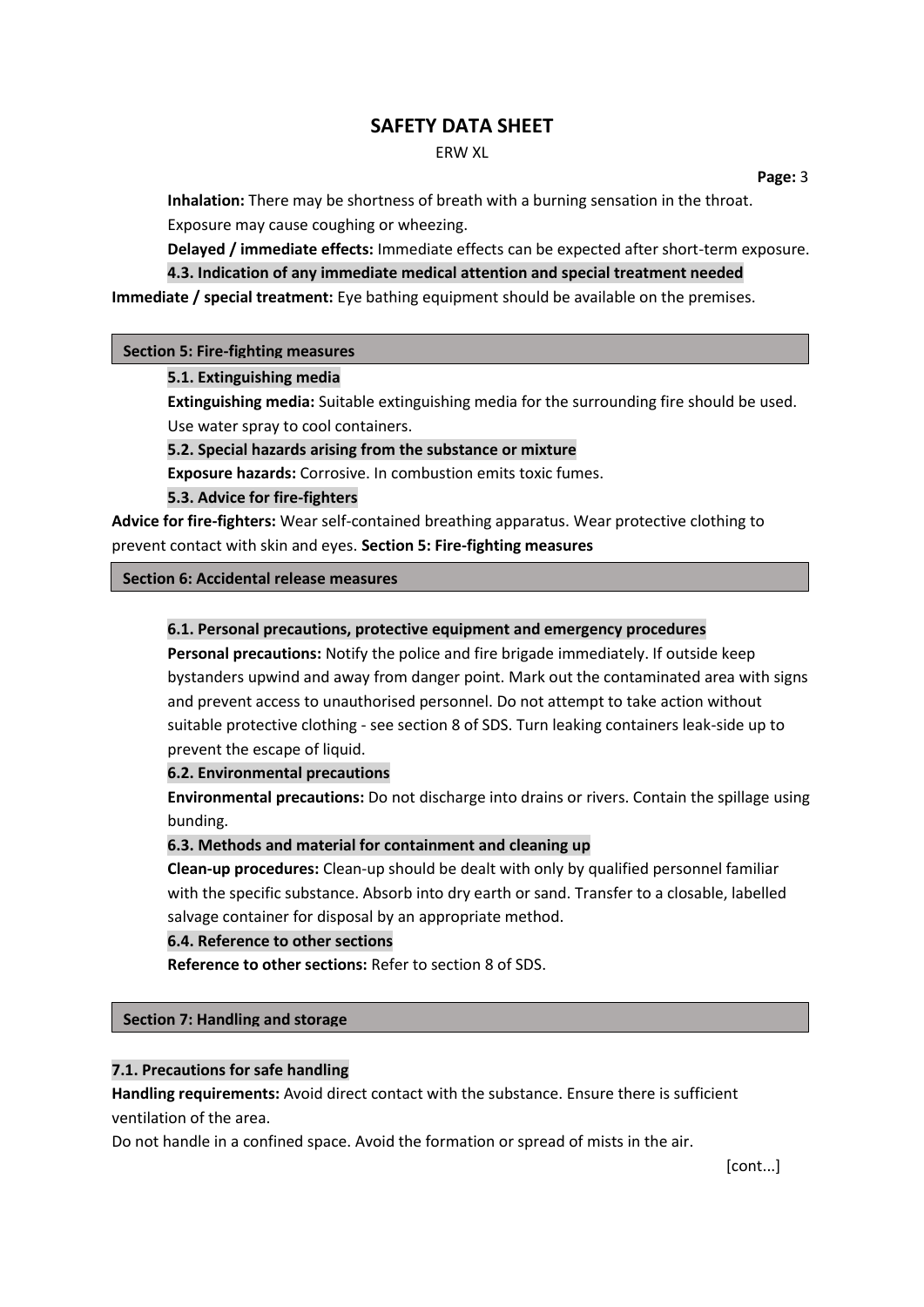**Inhalation:** There may be shortness of breath with a burning sensation in the throat. Exposure may cause coughing or wheezing.

**Delayed / immediate effects:** Immediate effects can be expected after short-term exposure.

### 4.3. Indication of any immediate medical attention and special treatment needed

**Immediate / special treatment:** Eye bathing equipment should be available on the premises.

## Section 5: Fire-fighting measures

### 5.1. Extinguishing media

**Extinguishing media:** Suitable extinguishing media for the surrounding fire should be used. Use water spray to cool containers.

### 5.2. Special hazards arising from the substance or mixture

**Exposure hazards:** Corrosive. In combustion emits toxic fumes.

### 5.3. Advice for fire-fighters

**Advice for fire-fighters:** Wear self-contained breathing apparatus. Wear protective clothing to prevent contact with skin and eyes. **Section 5: Fire-fighting measures**

## Section 6: Accidental release measures

### 6.1. Personal precautions, protective equipment and emergency procedures

**Personal precautions:** Notify the police and fire brigade immediately. If outside keep bystanders upwind and away from danger point. Mark out the contaminated area with signs and prevent access to unauthorised personnel. Do not attempt to take action without suitable protective clothing - see section 8 of SDS. Turn leaking containers leak-side up to prevent the escape of liquid.

### 6.2. Environmental precautions

**Environmental precautions:** Do not discharge into drains or rivers. Contain the spillage using bunding.

### 6.3. Methods and material for containment and cleaning up

**Clean-up procedures:** Clean-up should be dealt with only by qualified personnel familiar with the specific substance. Absorb into dry earth or sand. Transfer to a closable, labelled salvage container for disposal by an appropriate method.

### 6.4. Reference to other sections

**Reference to other sections:** Refer to section 8 of SDS.

## Section 7: Handling and storage

### 7.1. Precautions for safe handling

**Handling requirements:** Avoid direct contact with the substance. Ensure there is sufficient ventilation of the area.

Do not handle in a confined space. Avoid the formation or spread of mists in the air.

[cont...]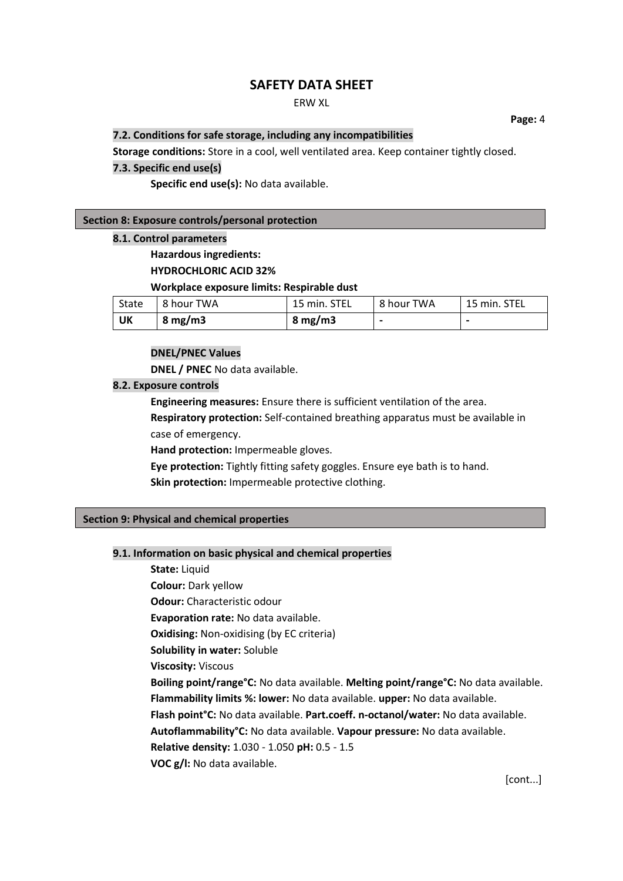#### 7.2. Conditions for safe storage, including any incompatibilities

**Storage conditions:** Store in a cool, well ventilated area. Keep container tightly closed.

#### 7.3. Specific end use(s)

**Specific end use(s):** No data available.

## Section 8: Exposure controls/personal protection

#### 8.1. Control parameters

**Hazardous ingredients:**

**HYDROCHLORIC ACID 32%**

**Workplace exposure limits: Respirable dust**

| State | 8 hour TWA | 15 min. STEL | 8 hour TWA | 15 min. STEL |
|---|---|---|---|---|
| **UK** | **8 mg/m3** | **8 mg/m3** | **-** | **-** |

**DNEL/PNEC Values**

**DNEL / PNEC** No data available.

#### 8.2. Exposure controls

**Engineering measures:** Ensure there is sufficient ventilation of the area.

**Respiratory protection:** Self-contained breathing apparatus must be available in case of emergency.

**Hand protection:** Impermeable gloves.

**Eye protection:** Tightly fitting safety goggles. Ensure eye bath is to hand.

**Skin protection:** Impermeable protective clothing.

## Section 9: Physical and chemical properties

#### 9.1. Information on basic physical and chemical properties

**State:** Liquid

**Colour:** Dark yellow

**Odour:** Characteristic odour

**Evaporation rate:** No data available.

**Oxidising:** Non-oxidising (by EC criteria)

**Solubility in water:** Soluble

**Viscosity:** Viscous

**Boiling point/range°C:** No data available. **Melting point/range°C:** No data available.

**Flammability limits %: lower:** No data available. **upper:** No data available.

**Flash point°C:** No data available. **Part.coeff. n-octanol/water:** No data available.

**Autoflammability°C:** No data available. **Vapour pressure:** No data available.

**Relative density:** 1.030 - 1.050 **pH:** 0.5 - 1.5

**VOC g/l:** No data available.

[cont...]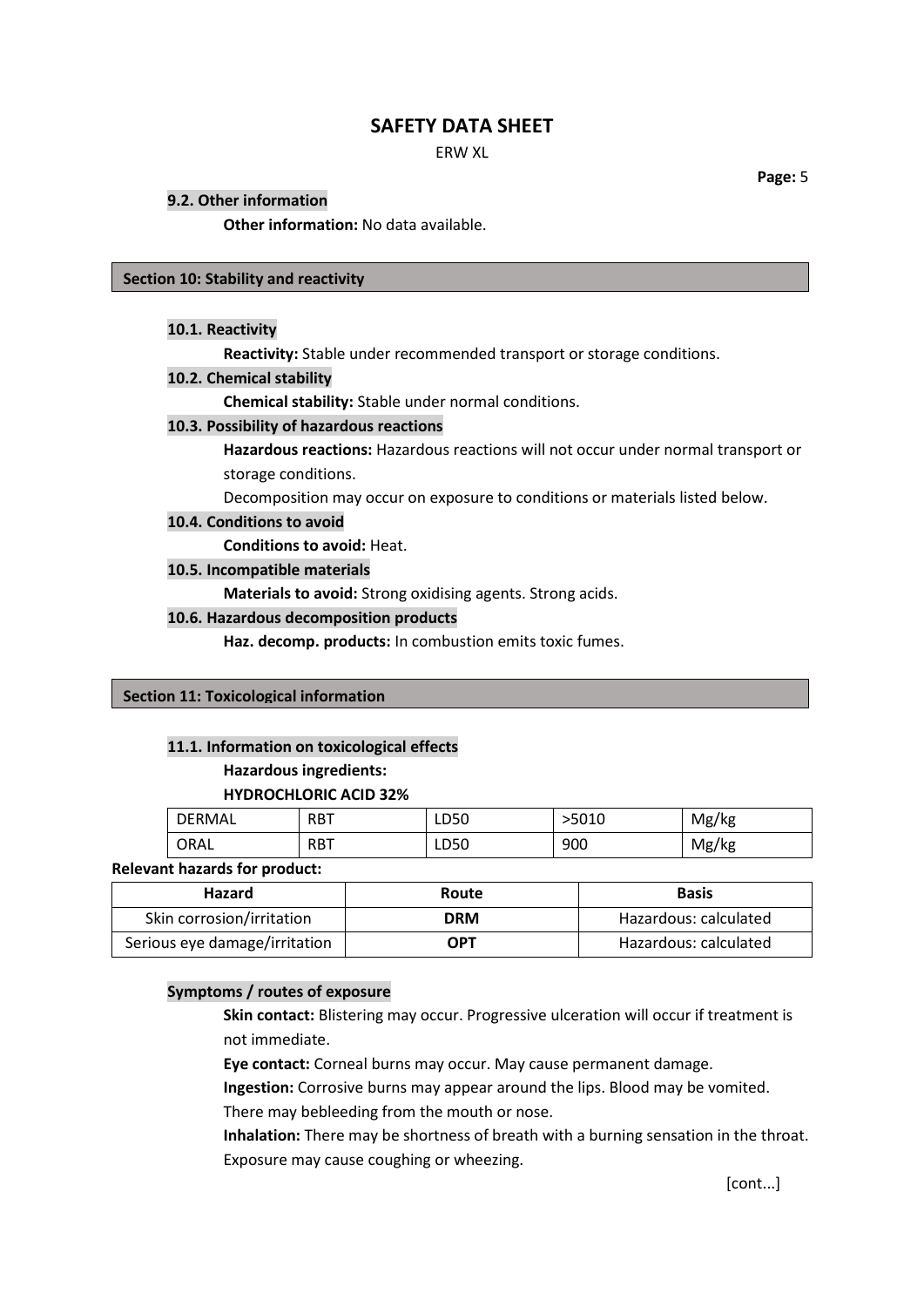### 9.2. Other information

**Other information:** No data available.

## Section 10: Stability and reactivity

### 10.1. Reactivity

**Reactivity:** Stable under recommended transport or storage conditions.

### 10.2. Chemical stability

**Chemical stability:** Stable under normal conditions.

### 10.3. Possibility of hazardous reactions

**Hazardous reactions:** Hazardous reactions will not occur under normal transport or storage conditions.

Decomposition may occur on exposure to conditions or materials listed below.

### 10.4. Conditions to avoid

**Conditions to avoid:** Heat.

### 10.5. Incompatible materials

**Materials to avoid:** Strong oxidising agents. Strong acids.

### 10.6. Hazardous decomposition products

**Haz. decomp. products:** In combustion emits toxic fumes.

## Section 11: Toxicological information

### 11.1. Information on toxicological effects

**Hazardous ingredients:**

**HYDROCHLORIC ACID 32%**

| DERMAL | RBT | LD50 | >5010 | Mg/kg |
|---|---|---|---|---|
| ORAL | RBT | LD50 | 900 | Mg/kg |

**Relevant hazards for product:**

| Hazard | Route | Basis |
|---|---|---|
| Skin corrosion/irritation | **DRM** | Hazardous: calculated |
| Serious eye damage/irritation | **OPT** | Hazardous: calculated |

### Symptoms / routes of exposure

**Skin contact:** Blistering may occur. Progressive ulceration will occur if treatment is not immediate.

**Eye contact:** Corneal burns may occur. May cause permanent damage.

**Ingestion:** Corrosive burns may appear around the lips. Blood may be vomited. There may bebleeding from the mouth or nose.

**Inhalation:** There may be shortness of breath with a burning sensation in the throat. Exposure may cause coughing or wheezing.

[cont...]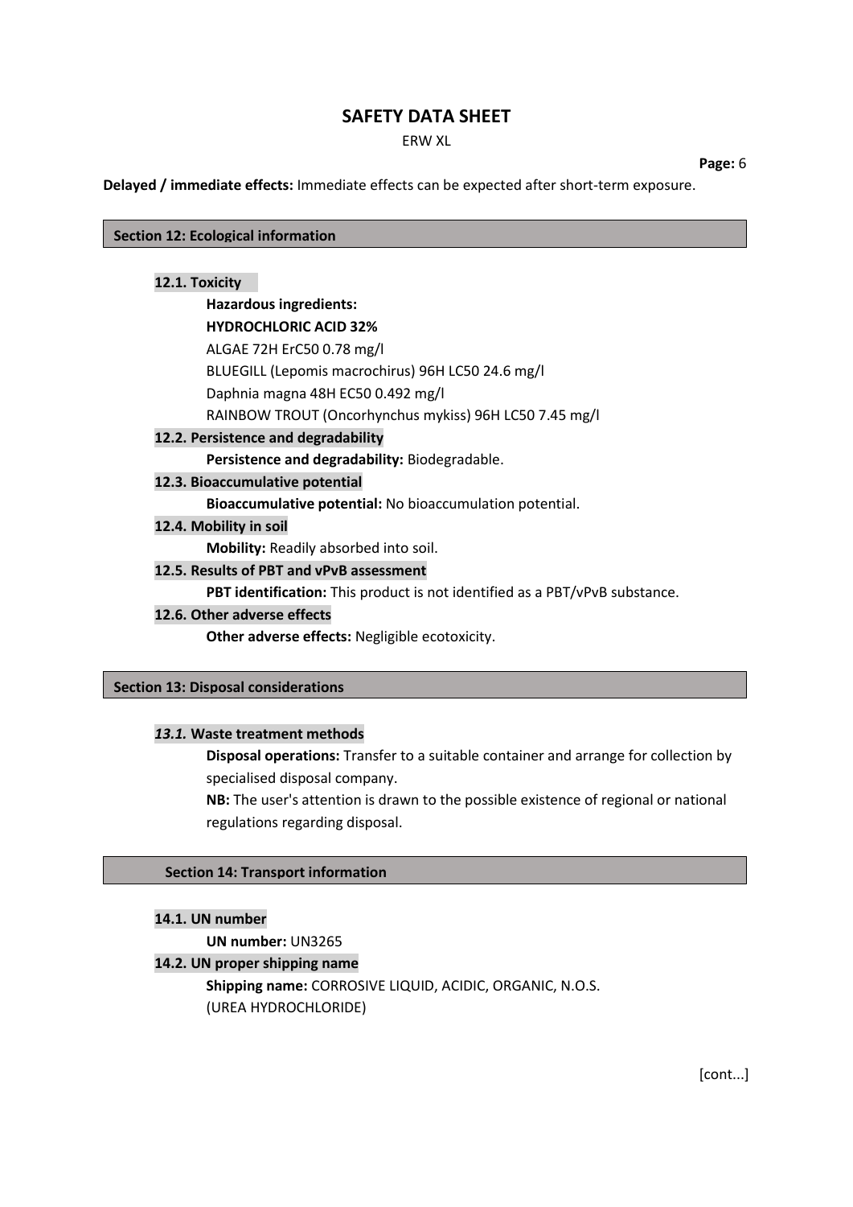**Delayed / immediate effects:** Immediate effects can be expected after short-term exposure.

## Section 12: Ecological information

### 12.1. Toxicity

**Hazardous ingredients:**

**HYDROCHLORIC ACID 32%**

ALGAE 72H ErC50 0.78 mg/l

BLUEGILL (Lepomis macrochirus) 96H LC50 24.6 mg/l

Daphnia magna 48H EC50 0.492 mg/l

RAINBOW TROUT (Oncorhynchus mykiss) 96H LC50 7.45 mg/l

### 12.2. Persistence and degradability

**Persistence and degradability:** Biodegradable.

### 12.3. Bioaccumulative potential

**Bioaccumulative potential:** No bioaccumulation potential.

### 12.4. Mobility in soil

**Mobility:** Readily absorbed into soil.

### 12.5. Results of PBT and vPvB assessment

**PBT identification:** This product is not identified as a PBT/vPvB substance.

### 12.6. Other adverse effects

**Other adverse effects:** Negligible ecotoxicity.

## Section 13: Disposal considerations

### *13.1.* Waste treatment methods

**Disposal operations:** Transfer to a suitable container and arrange for collection by specialised disposal company.

**NB:** The user's attention is drawn to the possible existence of regional or national regulations regarding disposal.

## Section 14: Transport information

### 14.1. UN number

**UN number:** UN3265

### 14.2. UN proper shipping name

**Shipping name:** CORROSIVE LIQUID, ACIDIC, ORGANIC, N.O.S. (UREA HYDROCHLORIDE)

[cont...]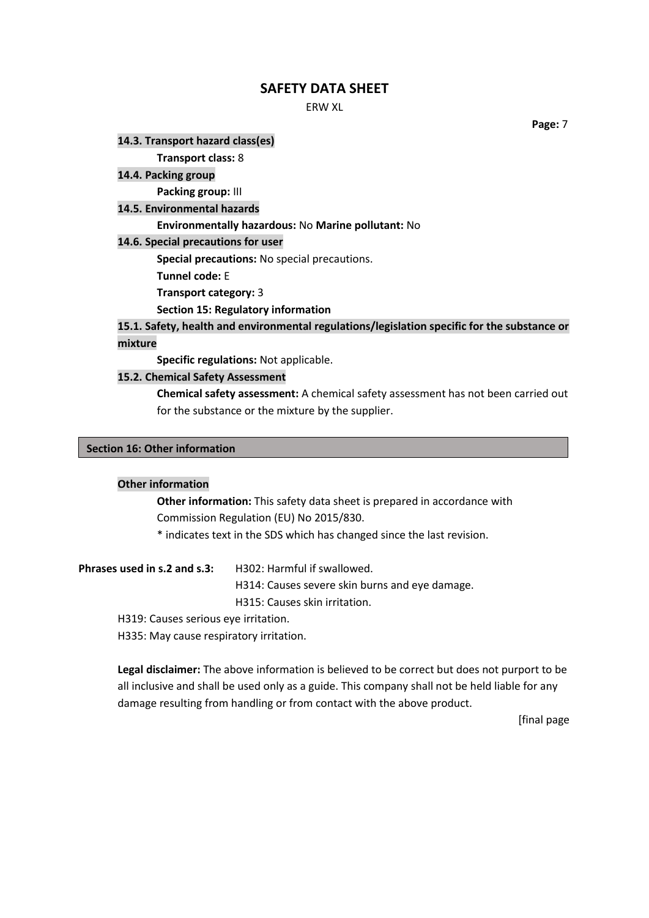### 14.3. Transport hazard class(es)

**Transport class:** 8

### 14.4. Packing group

**Packing group:** III

### 14.5. Environmental hazards

**Environmentally hazardous:** No **Marine pollutant:** No

### 14.6. Special precautions for user

**Special precautions:** No special precautions.

**Tunnel code:** E

**Transport category:** 3

**Section 15: Regulatory information**

### 15.1. Safety, health and environmental regulations/legislation specific for the substance or mixture

**Specific regulations:** Not applicable.

### 15.2. Chemical Safety Assessment

**Chemical safety assessment:** A chemical safety assessment has not been carried out for the substance or the mixture by the supplier.

## Section 16: Other information

### Other information

**Other information:** This safety data sheet is prepared in accordance with Commission Regulation (EU) No 2015/830.

* indicates text in the SDS which has changed since the last revision.

**Phrases used in s.2 and s.3:** H302: Harmful if swallowed.

H314: Causes severe skin burns and eye damage.

H315: Causes skin irritation.

H319: Causes serious eye irritation.

H335: May cause respiratory irritation.

**Legal disclaimer:** The above information is believed to be correct but does not purport to be all inclusive and shall be used only as a guide. This company shall not be held liable for any damage resulting from handling or from contact with the above product.

[final page